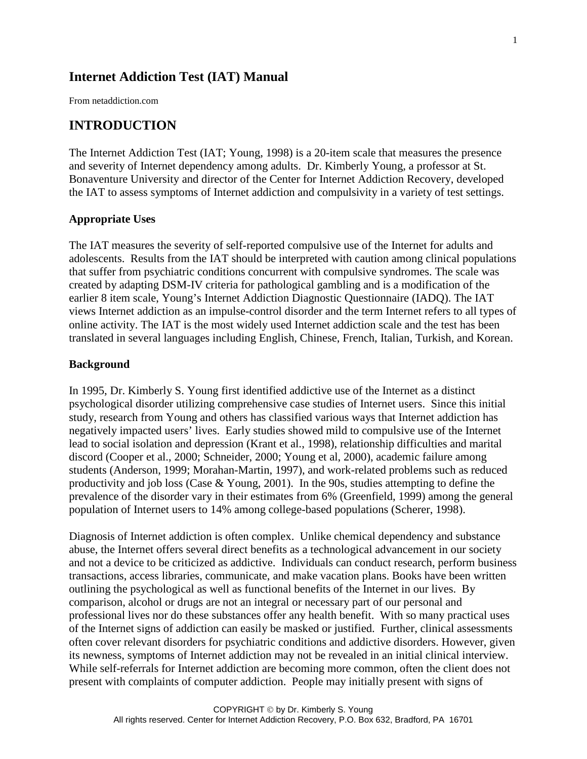# Internet Addiction Test (IAT) Manual

From netaddiction.com

## INTRODUCTION

The Internet Addiction Test (IAT; Young, 1998) is a 20-item scale that measures the presence and severity of Internet dependency among adults. Dr. Kimberly Young, a professor at St. Bonaventure University and director of the Center for Internet Addiction Recovery, developed the IAT to assess symptoms of Internet addiction and compulsivity in a variety of test settings.

### Appropriate Uses

The IAT measures the severity of self-reported compulsive use of the Internet for adults and adolescents. Results from the IAT should be interpreted with caution among clinical populations that suffer from psychiatric conditions concurrent with compulsive syndromes. The scale was created by adapting DSM-IV criteria for pathological gambling and is a modification of the earlier 8 item scale, Young's Internet Addiction Diagnostic Questionnaire (IADQ). The IAT views Internet addiction as an impulse-control disorder and the term Internet refers to all types of online activity. The IAT is the most widely used Internet addiction scale and the test has been translated in several languages including English, Chinese, French, Italian, Turkish, and Korean.

### Background

In 1995, Dr. Kimberly S. Young first identified addictive use of the Internet as a distinct psychological disorder utilizing comprehensive case studies of Internet users. Since this initial study, research from Young and others has classified various ways that Internet addiction has negatively impacted users' lives. Early studies showed mild to compulsive use of the Internet lead to social isolation and depression (Krant et al., 1998), relationship difficulties and marital discord (Cooper et al., 2000; Schneider, 2000; Young et al, 2000), academic failure among students (Anderson, 1999; Morahan-Martin, 1997), and work-related problems such as reduced productivity and job loss (Case & Young, 2001). In the 90s, studies attempting to define the prevalence of the disorder vary in their estimates from 6% (Greenfield, 1999) among the general population of Internet users to 14% among college-based populations (Scherer, 1998).

Diagnosis of Internet addiction is often complex. Unlike chemical dependency and substance abuse, the Internet offers several direct benefits as a technological advancement in our society and not a device to be criticized as addictive. Individuals can conduct research, perform business transactions, access libraries, communicate, and make vacation plans. Books have been written outlining the psychological as well as functional benefits of the Internet in our lives. By comparison, alcohol or drugs are not an integral or necessary part of our personal and professional lives nor do these substances offer any health benefit. With so many practical uses of the Internet signs of addiction can easily be masked or justified. Further, clinical assessments often cover relevant disorders for psychiatric conditions and addictive disorders. However, given its newness, symptoms of Internet addiction may not be revealed in an initial clinical interview. While self-referrals for Internet addiction are becoming more common, often the client does not present with complaints of computer addiction. People may initially present with signs of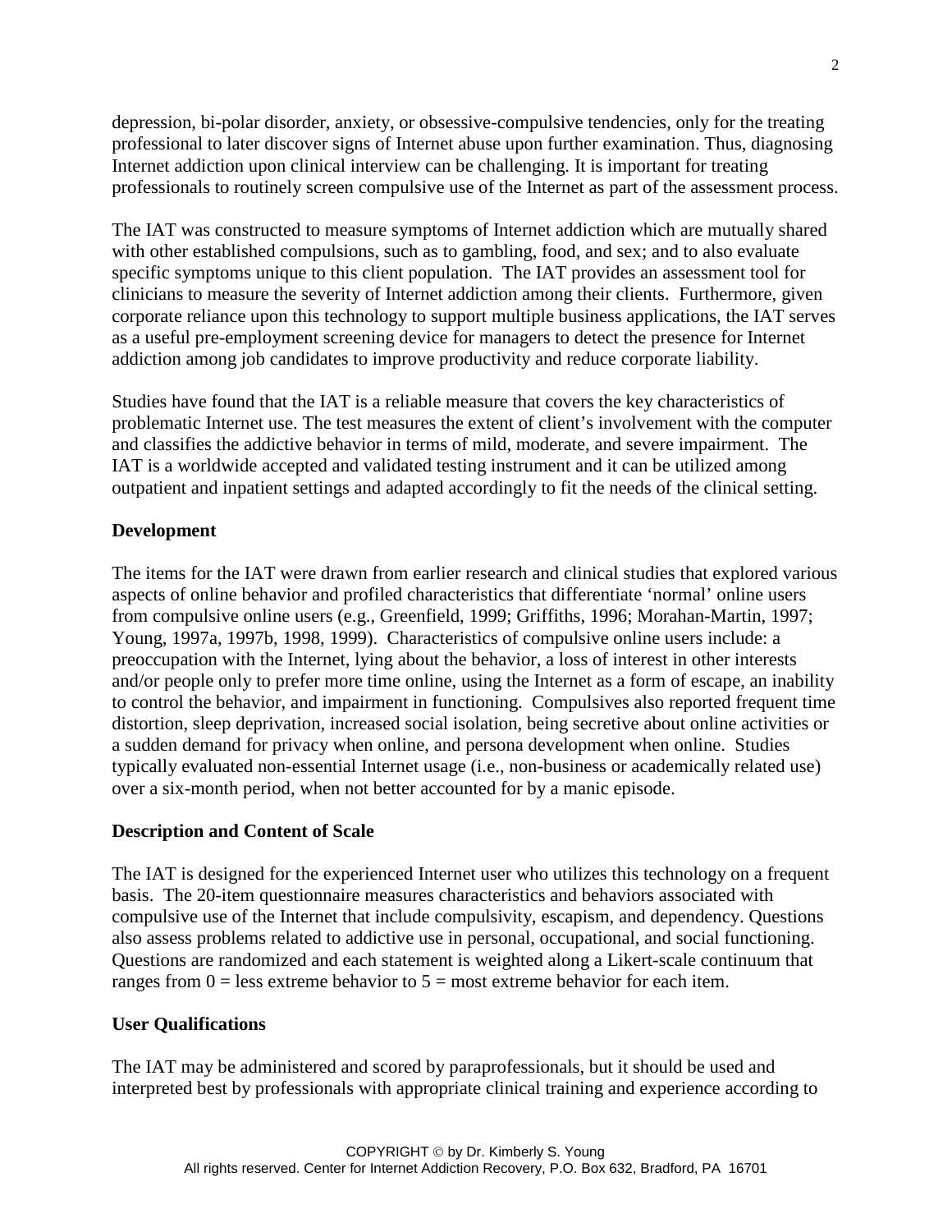depression, bi-polar disorder, anxiety, or obsessive-compulsive tendencies, only for the treating professional to later discover signs of Internet abuse upon further examination. Thus, diagnosing Internet addiction upon clinical interview can be challenging. It is important for treating professionals to routinely screen compulsive use of the Internet as part of the assessment process.

The IAT was constructed to measure symptoms of Internet addiction which are mutually shared with other established compulsions, such as to gambling, food, and sex; and to also evaluate specific symptoms unique to this client population. The IAT provides an assessment tool for clinicians to measure the severity of Internet addiction among their clients. Furthermore, given corporate reliance upon this technology to support multiple business applications, the IAT serves as a useful pre-employment screening device for managers to detect the presence for Internet addiction among job candidates to improve productivity and reduce corporate liability.

Studies have found that the IAT is a reliable measure that covers the key characteristics of problematic Internet use. The test measures the extent of client's involvement with the computer and classifies the addictive behavior in terms of mild, moderate, and severe impairment. The IAT is a worldwide accepted and validated testing instrument and it can be utilized among outpatient and inpatient settings and adapted accordingly to fit the needs of the clinical setting.

**Development**

The items for the IAT were drawn from earlier research and clinical studies that explored various aspects of online behavior and profiled characteristics that differentiate 'normal' online users from compulsive online users (e.g., Greenfield, 1999; Griffiths, 1996; Morahan-Martin, 1997; Young, 1997a, 1997b, 1998, 1999). Characteristics of compulsive online users include: a preoccupation with the Internet, lying about the behavior, a loss of interest in other interests and/or people only to prefer more time online, using the Internet as a form of escape, an inability to control the behavior, and impairment in functioning. Compulsives also reported frequent time distortion, sleep deprivation, increased social isolation, being secretive about online activities or a sudden demand for privacy when online, and persona development when online. Studies typically evaluated non-essential Internet usage (i.e., non-business or academically related use) over a six-month period, when not better accounted for by a manic episode.

**Description and Content of Scale**

The IAT is designed for the experienced Internet user who utilizes this technology on a frequent basis. The 20-item questionnaire measures characteristics and behaviors associated with compulsive use of the Internet that include compulsivity, escapism, and dependency. Questions also assess problems related to addictive use in personal, occupational, and social functioning. Questions are randomized and each statement is weighted along a Likert-scale continuum that ranges from 0 = less extreme behavior to 5 = most extreme behavior for each item.

**User Qualifications**

The IAT may be administered and scored by paraprofessionals, but it should be used and interpreted best by professionals with appropriate clinical training and experience according to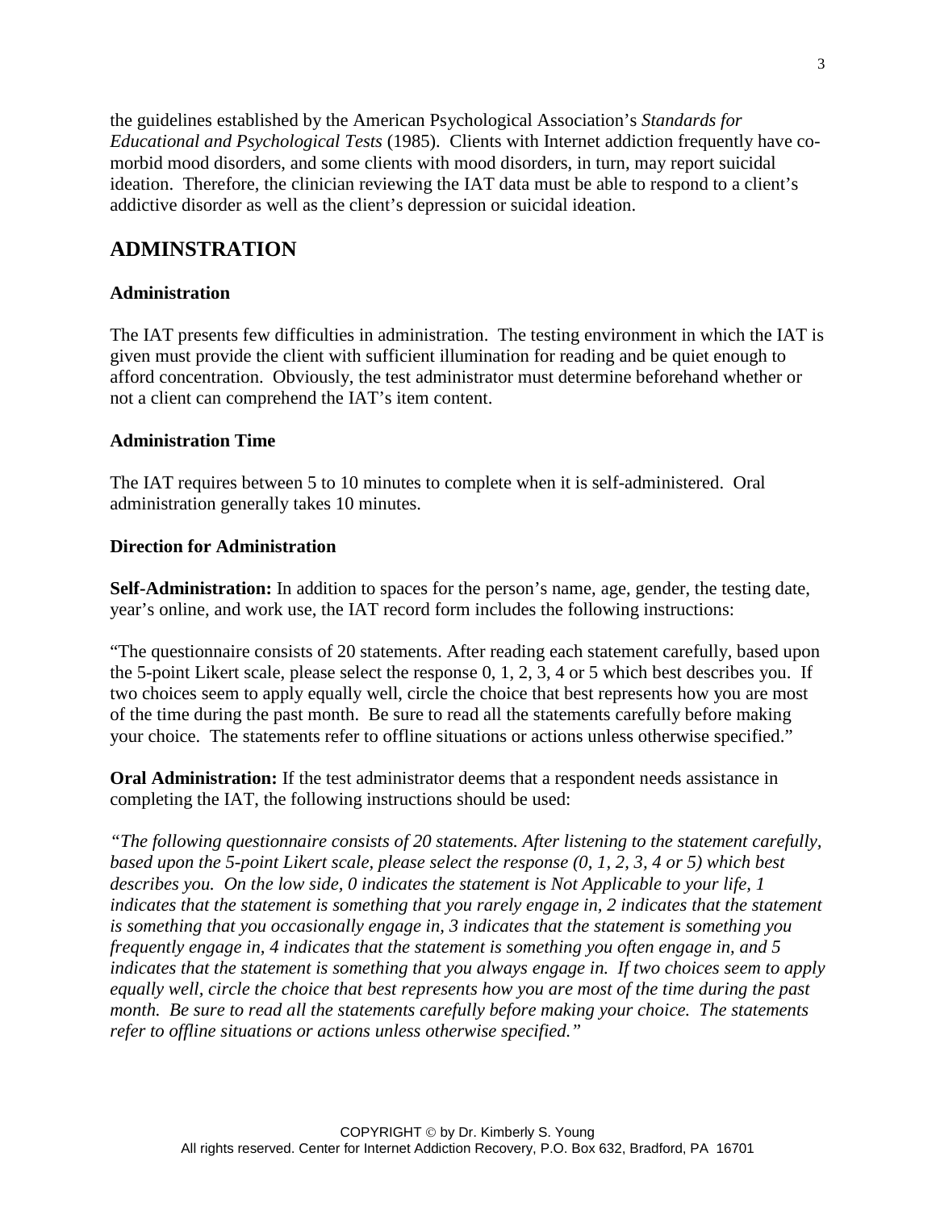the guidelines established by the American Psychological Association's *Standards for Educational and Psychological Tests* (1985). Clients with Internet addiction frequently have co-morbid mood disorders, and some clients with mood disorders, in turn, may report suicidal ideation. Therefore, the clinician reviewing the IAT data must be able to respond to a client's addictive disorder as well as the client's depression or suicidal ideation.

## ADMINSTRATION

### Administration

The IAT presents few difficulties in administration. The testing environment in which the IAT is given must provide the client with sufficient illumination for reading and be quiet enough to afford concentration. Obviously, the test administrator must determine beforehand whether or not a client can comprehend the IAT's item content.

### Administration Time

The IAT requires between 5 to 10 minutes to complete when it is self-administered. Oral administration generally takes 10 minutes.

### Direction for Administration

**Self-Administration:** In addition to spaces for the person's name, age, gender, the testing date, year's online, and work use, the IAT record form includes the following instructions:

"The questionnaire consists of 20 statements. After reading each statement carefully, based upon the 5-point Likert scale, please select the response 0, 1, 2, 3, 4 or 5 which best describes you. If two choices seem to apply equally well, circle the choice that best represents how you are most of the time during the past month. Be sure to read all the statements carefully before making your choice. The statements refer to offline situations or actions unless otherwise specified."

**Oral Administration:** If the test administrator deems that a respondent needs assistance in completing the IAT, the following instructions should be used:

*"The following questionnaire consists of 20 statements. After listening to the statement carefully, based upon the 5-point Likert scale, please select the response (0, 1, 2, 3, 4 or 5) which best describes you. On the low side, 0 indicates the statement is Not Applicable to your life, 1 indicates that the statement is something that you rarely engage in, 2 indicates that the statement is something that you occasionally engage in, 3 indicates that the statement is something you frequently engage in, 4 indicates that the statement is something you often engage in, and 5 indicates that the statement is something that you always engage in. If two choices seem to apply equally well, circle the choice that best represents how you are most of the time during the past month. Be sure to read all the statements carefully before making your choice. The statements refer to offline situations or actions unless otherwise specified."*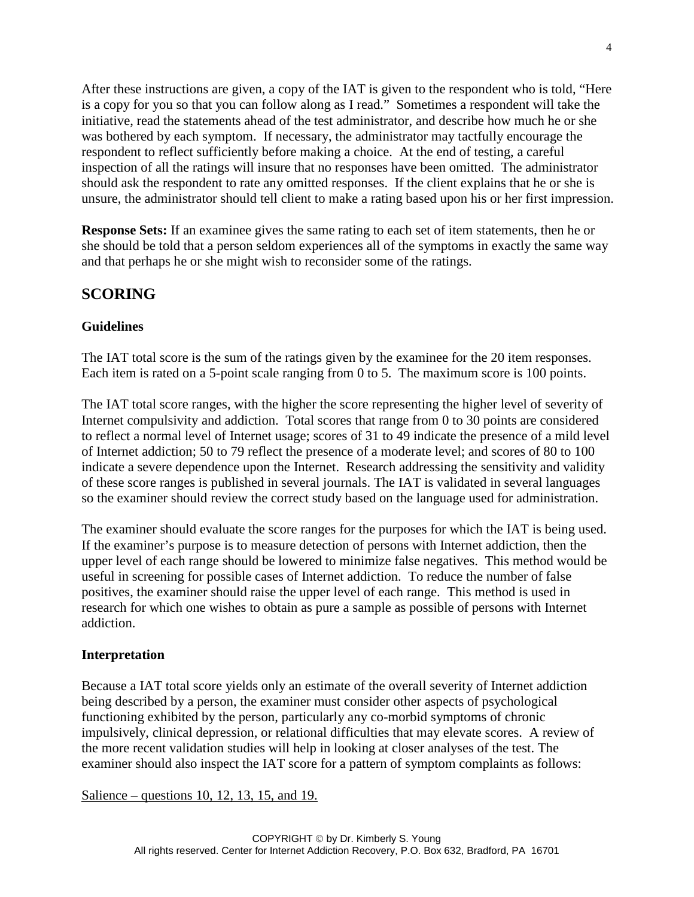After these instructions are given, a copy of the IAT is given to the respondent who is told, "Here is a copy for you so that you can follow along as I read." Sometimes a respondent will take the initiative, read the statements ahead of the test administrator, and describe how much he or she was bothered by each symptom. If necessary, the administrator may tactfully encourage the respondent to reflect sufficiently before making a choice. At the end of testing, a careful inspection of all the ratings will insure that no responses have been omitted. The administrator should ask the respondent to rate any omitted responses. If the client explains that he or she is unsure, the administrator should tell client to make a rating based upon his or her first impression.

**Response Sets:** If an examinee gives the same rating to each set of item statements, then he or she should be told that a person seldom experiences all of the symptoms in exactly the same way and that perhaps he or she might wish to reconsider some of the ratings.

## SCORING

### Guidelines

The IAT total score is the sum of the ratings given by the examinee for the 20 item responses. Each item is rated on a 5-point scale ranging from 0 to 5. The maximum score is 100 points.

The IAT total score ranges, with the higher the score representing the higher level of severity of Internet compulsivity and addiction. Total scores that range from 0 to 30 points are considered to reflect a normal level of Internet usage; scores of 31 to 49 indicate the presence of a mild level of Internet addiction; 50 to 79 reflect the presence of a moderate level; and scores of 80 to 100 indicate a severe dependence upon the Internet. Research addressing the sensitivity and validity of these score ranges is published in several journals. The IAT is validated in several languages so the examiner should review the correct study based on the language used for administration.

The examiner should evaluate the score ranges for the purposes for which the IAT is being used. If the examiner's purpose is to measure detection of persons with Internet addiction, then the upper level of each range should be lowered to minimize false negatives. This method would be useful in screening for possible cases of Internet addiction. To reduce the number of false positives, the examiner should raise the upper level of each range. This method is used in research for which one wishes to obtain as pure a sample as possible of persons with Internet addiction.

### Interpretation

Because a IAT total score yields only an estimate of the overall severity of Internet addiction being described by a person, the examiner must consider other aspects of psychological functioning exhibited by the person, particularly any co-morbid symptoms of chronic impulsively, clinical depression, or relational difficulties that may elevate scores. A review of the more recent validation studies will help in looking at closer analyses of the test. The examiner should also inspect the IAT score for a pattern of symptom complaints as follows:

<u>Salience – questions 10, 12, 13, 15, and 19.</u>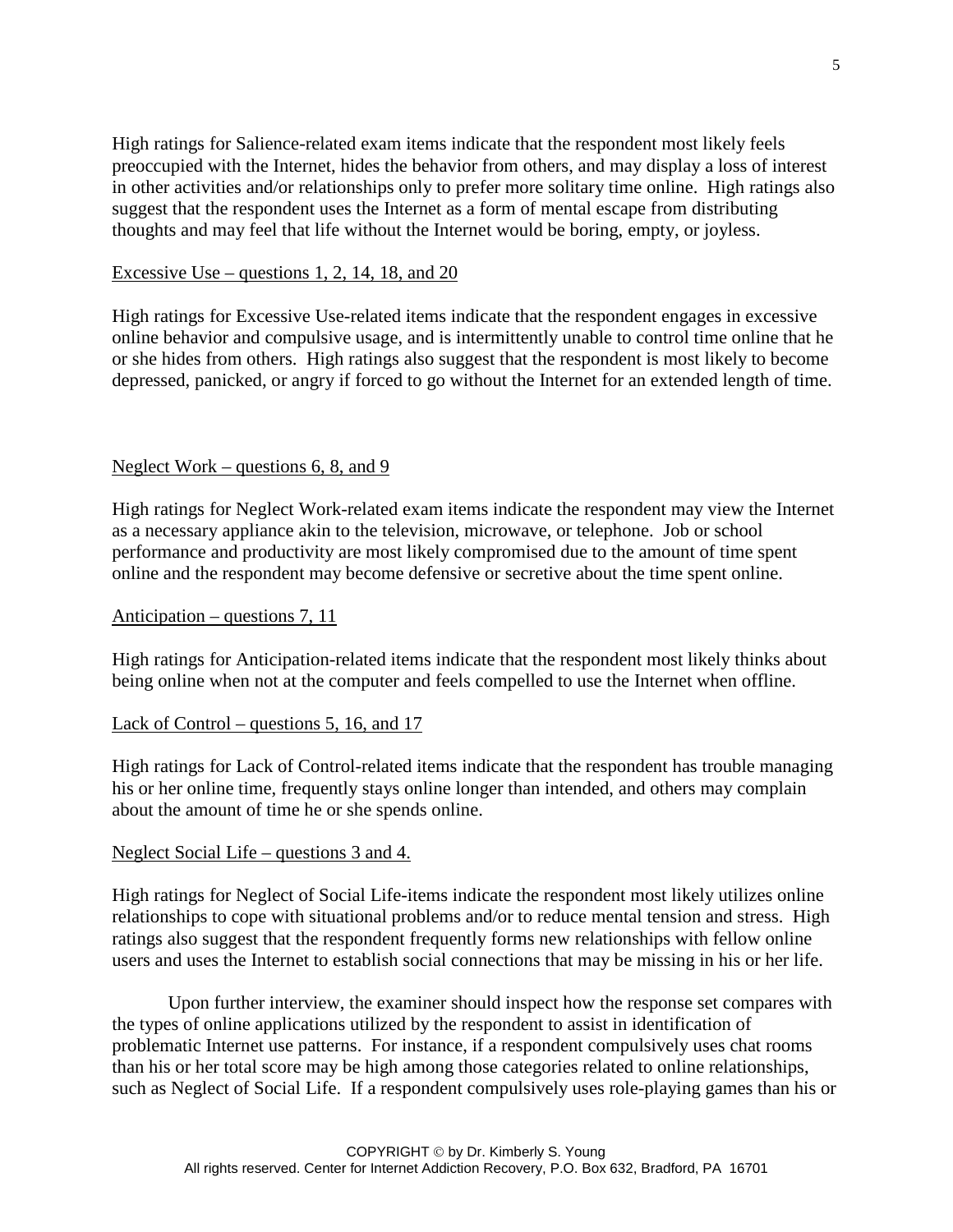High ratings for Salience-related exam items indicate that the respondent most likely feels preoccupied with the Internet, hides the behavior from others, and may display a loss of interest in other activities and/or relationships only to prefer more solitary time online. High ratings also suggest that the respondent uses the Internet as a form of mental escape from distributing thoughts and may feel that life without the Internet would be boring, empty, or joyless.

<u>Excessive Use – questions 1, 2, 14, 18, and 20</u>

High ratings for Excessive Use-related items indicate that the respondent engages in excessive online behavior and compulsive usage, and is intermittently unable to control time online that he or she hides from others. High ratings also suggest that the respondent is most likely to become depressed, panicked, or angry if forced to go without the Internet for an extended length of time.

<u>Neglect Work – questions 6, 8, and 9</u>

High ratings for Neglect Work-related exam items indicate the respondent may view the Internet as a necessary appliance akin to the television, microwave, or telephone. Job or school performance and productivity are most likely compromised due to the amount of time spent online and the respondent may become defensive or secretive about the time spent online.

<u>Anticipation – questions 7, 11</u>

High ratings for Anticipation-related items indicate that the respondent most likely thinks about being online when not at the computer and feels compelled to use the Internet when offline.

<u>Lack of Control – questions 5, 16, and 17</u>

High ratings for Lack of Control-related items indicate that the respondent has trouble managing his or her online time, frequently stays online longer than intended, and others may complain about the amount of time he or she spends online.

<u>Neglect Social Life – questions 3 and 4.</u>

High ratings for Neglect of Social Life-items indicate the respondent most likely utilizes online relationships to cope with situational problems and/or to reduce mental tension and stress. High ratings also suggest that the respondent frequently forms new relationships with fellow online users and uses the Internet to establish social connections that may be missing in his or her life.

Upon further interview, the examiner should inspect how the response set compares with the types of online applications utilized by the respondent to assist in identification of problematic Internet use patterns. For instance, if a respondent compulsively uses chat rooms than his or her total score may be high among those categories related to online relationships, such as Neglect of Social Life. If a respondent compulsively uses role-playing games than his or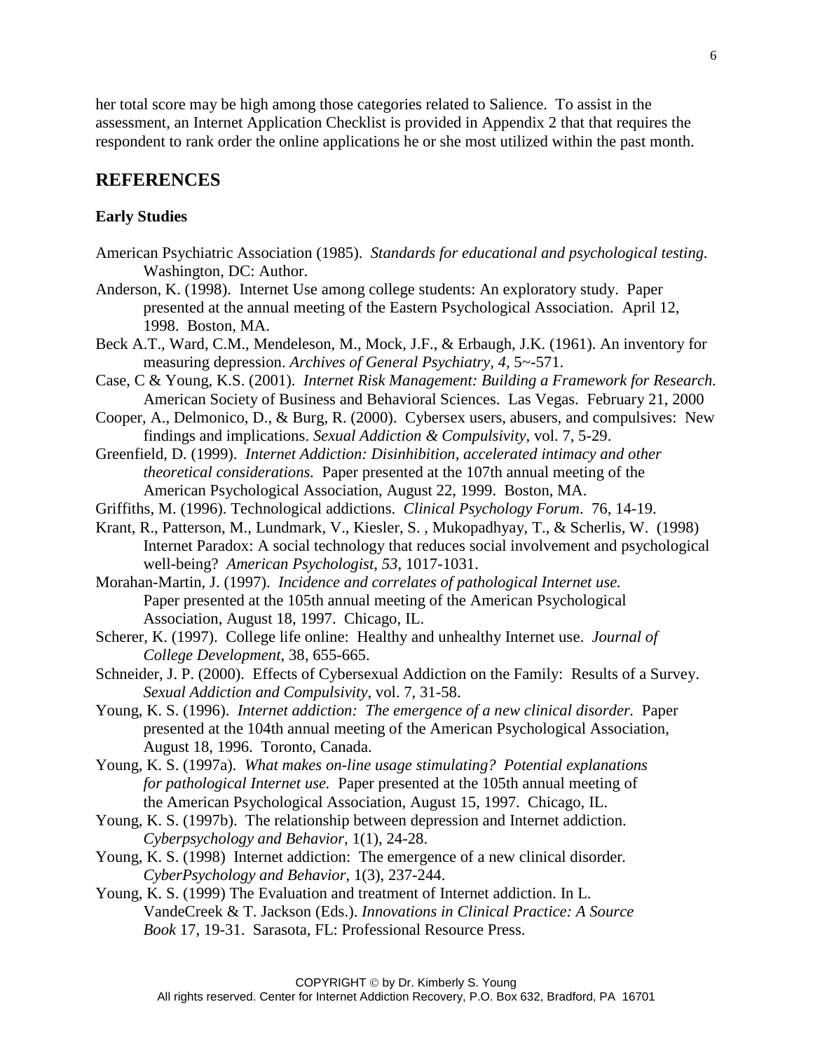her total score may be high among those categories related to Salience. To assist in the assessment, an Internet Application Checklist is provided in Appendix 2 that that requires the respondent to rank order the online applications he or she most utilized within the past month.

## REFERENCES

### Early Studies

American Psychiatric Association (1985). *Standards for educational and psychological testing.* Washington, DC: Author.

Anderson, K. (1998). Internet Use among college students: An exploratory study. Paper presented at the annual meeting of the Eastern Psychological Association. April 12, 1998. Boston, MA.

Beck A.T., Ward, C.M., Mendeleson, M., Mock, J.F., & Erbaugh, J.K. (1961). An inventory for measuring depression. *Archives of General Psychiatry, 4*, 5~-571.

Case, C & Young, K.S. (2001). *Internet Risk Management: Building a Framework for Research.* American Society of Business and Behavioral Sciences. Las Vegas. February 21, 2000

Cooper, A., Delmonico, D., & Burg, R. (2000). Cybersex users, abusers, and compulsives: New findings and implications. *Sexual Addiction & Compulsivity*, vol. 7, 5-29.

Greenfield, D. (1999). *Internet Addiction: Disinhibition, accelerated intimacy and other theoretical considerations.* Paper presented at the 107th annual meeting of the American Psychological Association, August 22, 1999. Boston, MA.

Griffiths, M. (1996). Technological addictions. *Clinical Psychology Forum*. 76, 14-19.

Krant, R., Patterson, M., Lundmark, V., Kiesler, S. , Mukopadhyay, T., & Scherlis, W. (1998) Internet Paradox: A social technology that reduces social involvement and psychological well-being? *American Psychologist, 53*, 1017-1031.

Morahan-Martin, J. (1997). *Incidence and correlates of pathological Internet use.* Paper presented at the 105th annual meeting of the American Psychological Association, August 18, 1997. Chicago, IL.

Scherer, K. (1997). College life online: Healthy and unhealthy Internet use. *Journal of College Development*, 38, 655-665.

Schneider, J. P. (2000). Effects of Cybersexual Addiction on the Family: Results of a Survey. *Sexual Addiction and Compulsivity*, vol. 7, 31-58.

Young, K. S. (1996). *Internet addiction: The emergence of a new clinical disorder.* Paper presented at the 104th annual meeting of the American Psychological Association, August 18, 1996. Toronto, Canada.

Young, K. S. (1997a). *What makes on-line usage stimulating? Potential explanations for pathological Internet use.* Paper presented at the 105th annual meeting of the American Psychological Association, August 15, 1997. Chicago, IL.

Young, K. S. (1997b). The relationship between depression and Internet addiction. *Cyberpsychology and Behavior*, 1(1), 24-28.

Young, K. S. (1998) Internet addiction: The emergence of a new clinical disorder. *CyberPsychology and Behavior*, 1(3), 237-244.

Young, K. S. (1999) The Evaluation and treatment of Internet addiction. In L. VandeCreek & T. Jackson (Eds.). *Innovations in Clinical Practice: A Source Book* 17, 19-31. Sarasota, FL: Professional Resource Press.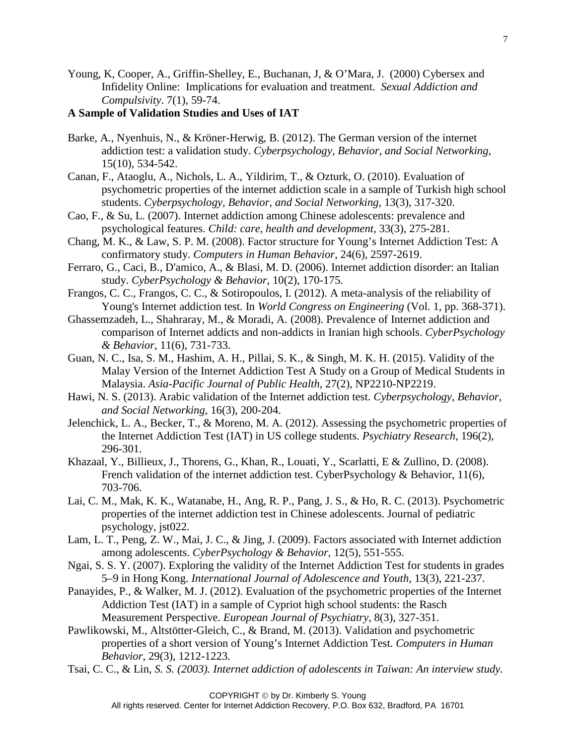Young, K, Cooper, A., Griffin-Shelley, E., Buchanan, J, & O'Mara, J. (2000) Cybersex and Infidelity Online: Implications for evaluation and treatment. *Sexual Addiction and Compulsivity*. 7(1), 59-74.

**A Sample of Validation Studies and Uses of IAT**

Barke, A., Nyenhuis, N., & Kröner-Herwig, B. (2012). The German version of the internet addiction test: a validation study. *Cyberpsychology, Behavior, and Social Networking*, 15(10), 534-542.

Canan, F., Ataoglu, A., Nichols, L. A., Yildirim, T., & Ozturk, O. (2010). Evaluation of psychometric properties of the internet addiction scale in a sample of Turkish high school students. *Cyberpsychology, Behavior, and Social Networking*, 13(3), 317-320.

Cao, F., & Su, L. (2007). Internet addiction among Chinese adolescents: prevalence and psychological features. *Child: care, health and development*, 33(3), 275-281.

Chang, M. K., & Law, S. P. M. (2008). Factor structure for Young's Internet Addiction Test: A confirmatory study. *Computers in Human Behavior*, 24(6), 2597-2619.

Ferraro, G., Caci, B., D'amico, A., & Blasi, M. D. (2006). Internet addiction disorder: an Italian study. *CyberPsychology & Behavior*, 10(2), 170-175.

Frangos, C. C., Frangos, C. C., & Sotiropoulos, I. (2012). A meta-analysis of the reliability of Young's Internet addiction test. In *World Congress on Engineering* (Vol. 1, pp. 368-371).

Ghassemzadeh, L., Shahraray, M., & Moradi, A. (2008). Prevalence of Internet addiction and comparison of Internet addicts and non-addicts in Iranian high schools. *CyberPsychology & Behavior*, 11(6), 731-733.

Guan, N. C., Isa, S. M., Hashim, A. H., Pillai, S. K., & Singh, M. K. H. (2015). Validity of the Malay Version of the Internet Addiction Test A Study on a Group of Medical Students in Malaysia. *Asia-Pacific Journal of Public Health*, 27(2), NP2210-NP2219.

Hawi, N. S. (2013). Arabic validation of the Internet addiction test. *Cyberpsychology, Behavior, and Social Networking*, 16(3), 200-204.

Jelenchick, L. A., Becker, T., & Moreno, M. A. (2012). Assessing the psychometric properties of the Internet Addiction Test (IAT) in US college students. *Psychiatry Research*, 196(2), 296-301.

Khazaal, Y., Billieux, J., Thorens, G., Khan, R., Louati, Y., Scarlatti, E & Zullino, D. (2008). French validation of the internet addiction test. CyberPsychology & Behavior, 11(6), 703-706.

Lai, C. M., Mak, K. K., Watanabe, H., Ang, R. P., Pang, J. S., & Ho, R. C. (2013). Psychometric properties of the internet addiction test in Chinese adolescents. Journal of pediatric psychology, jst022.

Lam, L. T., Peng, Z. W., Mai, J. C., & Jing, J. (2009). Factors associated with Internet addiction among adolescents. *CyberPsychology & Behavior*, 12(5), 551-555.

Ngai, S. S. Y. (2007). Exploring the validity of the Internet Addiction Test for students in grades 5–9 in Hong Kong. *International Journal of Adolescence and Youth*, 13(3), 221-237.

Panayides, P., & Walker, M. J. (2012). Evaluation of the psychometric properties of the Internet Addiction Test (IAT) in a sample of Cypriot high school students: the Rasch Measurement Perspective. *European Journal of Psychiatry*, 8(3), 327-351.

Pawlikowski, M., Altstötter-Gleich, C., & Brand, M. (2013). Validation and psychometric properties of a short version of Young's Internet Addiction Test. *Computers in Human Behavior*, 29(3), 1212-1223.

Tsai, C. C., & Lin, *S. S. (2003). Internet addiction of adolescents in Taiwan: An interview study.*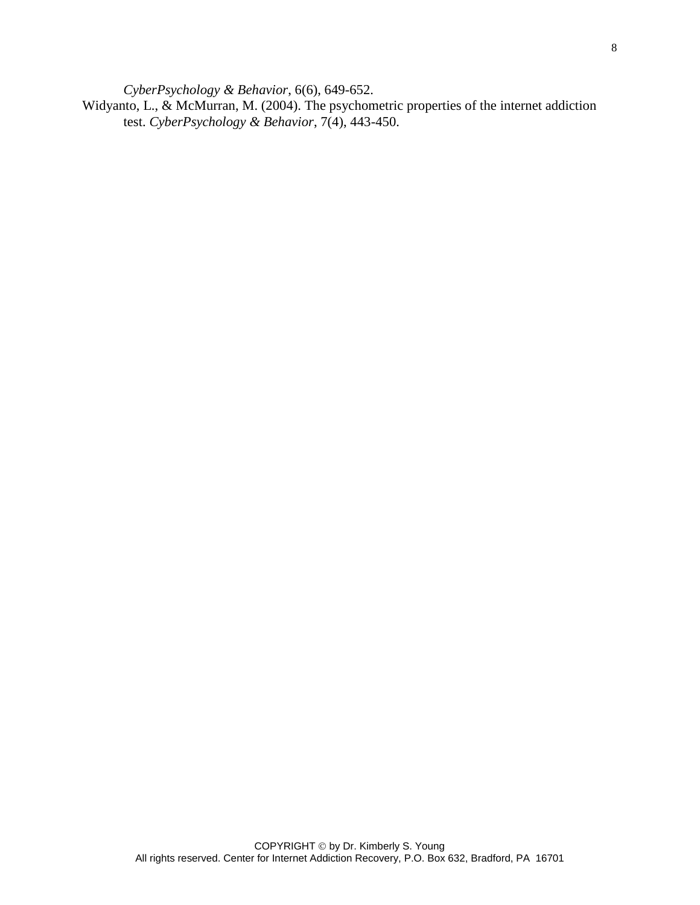*CyberPsychology & Behavior*, 6(6), 649-652.

Widyanto, L., & McMurran, M. (2004). The psychometric properties of the internet addiction test. *CyberPsychology & Behavior*, 7(4), 443-450.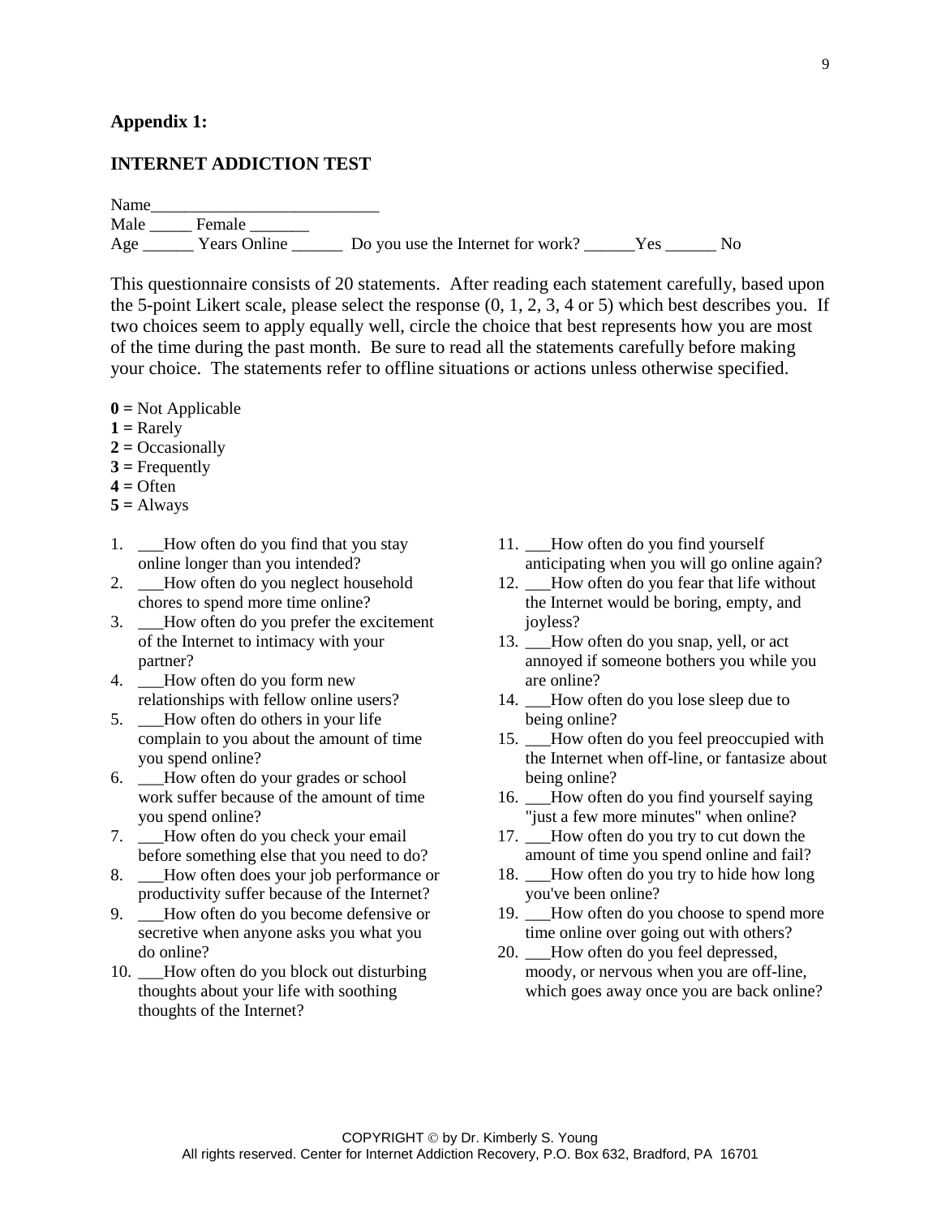**Appendix 1:**

**INTERNET ADDICTION TEST**

Name___________________________
Male _____ Female _______
Age ______ Years Online ______ Do you use the Internet for work? ______Yes ______ No

This questionnaire consists of 20 statements. After reading each statement carefully, based upon the 5-point Likert scale, please select the response (0, 1, 2, 3, 4 or 5) which best describes you. If two choices seem to apply equally well, circle the choice that best represents how you are most of the time during the past month. Be sure to read all the statements carefully before making your choice. The statements refer to offline situations or actions unless otherwise specified.

**0 =** Not Applicable
**1 =** Rarely
**2 =** Occasionally
**3 =** Frequently
**4 =** Often
**5 =** Always

1. ___How often do you find that you stay online longer than you intended?
2. ___How often do you neglect household chores to spend more time online?
3. ___How often do you prefer the excitement of the Internet to intimacy with your partner?
4. ___How often do you form new relationships with fellow online users?
5. ___How often do others in your life complain to you about the amount of time you spend online?
6. ___How often do your grades or school work suffer because of the amount of time you spend online?
7. ___How often do you check your email before something else that you need to do?
8. ___How often does your job performance or productivity suffer because of the Internet?
9. ___How often do you become defensive or secretive when anyone asks you what you do online?
10. ___How often do you block out disturbing thoughts about your life with soothing thoughts of the Internet?
11. ___How often do you find yourself anticipating when you will go online again?
12. ___How often do you fear that life without the Internet would be boring, empty, and joyless?
13. ___How often do you snap, yell, or act annoyed if someone bothers you while you are online?
14. ___How often do you lose sleep due to being online?
15. ___How often do you feel preoccupied with the Internet when off-line, or fantasize about being online?
16. ___How often do you find yourself saying "just a few more minutes" when online?
17. ___How often do you try to cut down the amount of time you spend online and fail?
18. ___How often do you try to hide how long you've been online?
19. ___How often do you choose to spend more time online over going out with others?
20. ___How often do you feel depressed, moody, or nervous when you are off-line, which goes away once you are back online?

COPYRIGHT © by Dr. Kimberly S. Young
All rights reserved. Center for Internet Addiction Recovery, P.O. Box 632, Bradford, PA 16701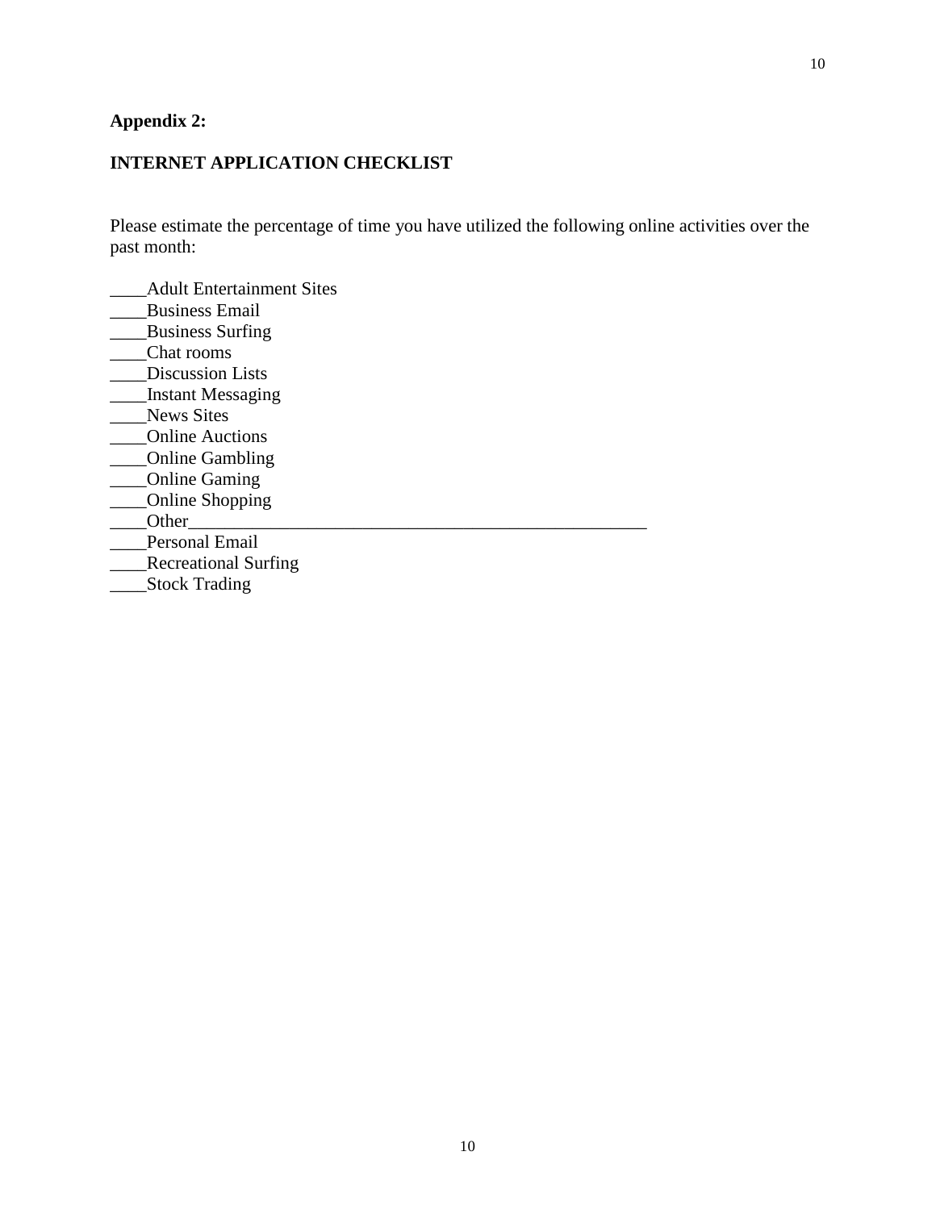**Appendix 2:**

**INTERNET APPLICATION CHECKLIST**

Please estimate the percentage of time you have utilized the following online activities over the past month:

____Adult Entertainment Sites
____Business Email
____Business Surfing
____Chat rooms
____Discussion Lists
____Instant Messaging
____News Sites
____Online Auctions
____Online Gambling
____Online Gaming
____Online Shopping
____Other_____________________________________________________
____Personal Email
____Recreational Surfing
____Stock Trading